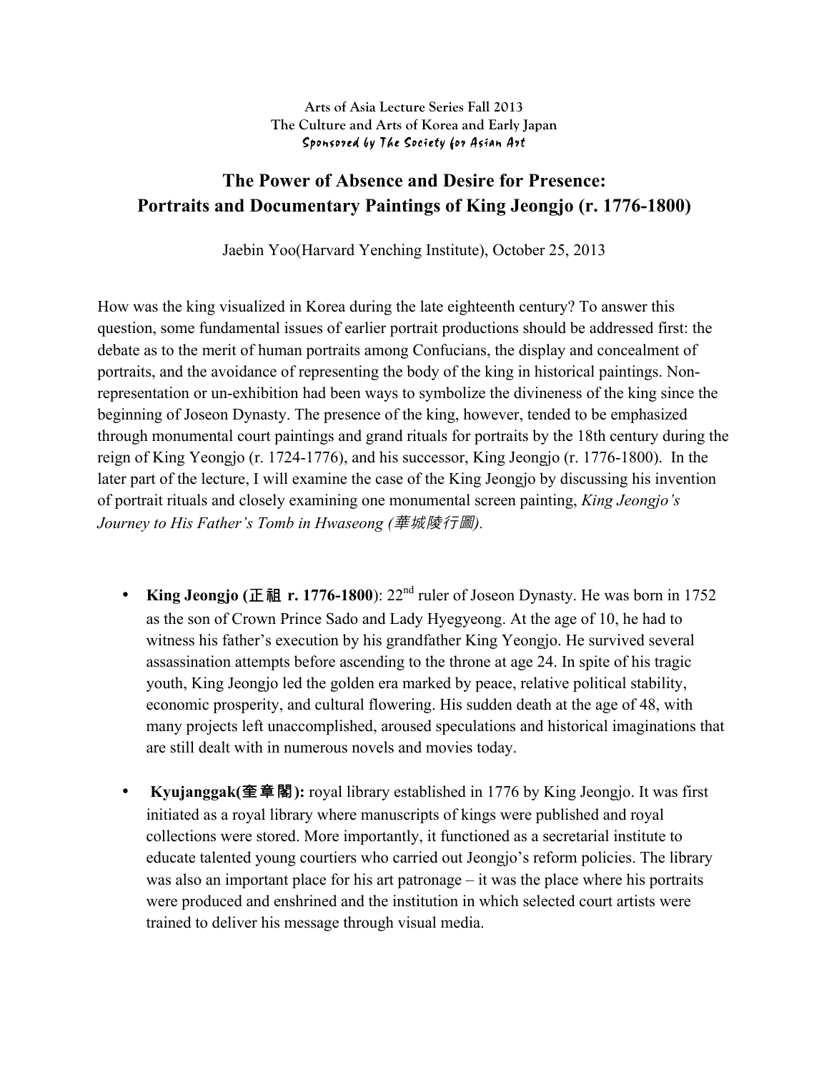**Arts of Asia Lecture Series Fall 2013**
**The Culture and Arts of Korea and Early Japan**
*Sponsored by The Society for Asian Art*

# The Power of Absence and Desire for Presence: Portraits and Documentary Paintings of King Jeongjo (r. 1776-1800)

Jaebin Yoo(Harvard Yenching Institute), October 25, 2013

How was the king visualized in Korea during the late eighteenth century? To answer this question, some fundamental issues of earlier portrait productions should be addressed first: the debate as to the merit of human portraits among Confucians, the display and concealment of portraits, and the avoidance of representing the body of the king in historical paintings. Non-representation or un-exhibition had been ways to symbolize the divineness of the king since the beginning of Joseon Dynasty. The presence of the king, however, tended to be emphasized through monumental court paintings and grand rituals for portraits by the 18th century during the reign of King Yeongjo (r. 1724-1776), and his successor, King Jeongjo (r. 1776-1800). In the later part of the lecture, I will examine the case of the King Jeongjo by discussing his invention of portrait rituals and closely examining one monumental screen painting, *King Jeongjo's Journey to His Father's Tomb in Hwaseong (華城陵行圖).*

- **King Jeongjo (正祖 r. 1776-1800)**: 22nd ruler of Joseon Dynasty. He was born in 1752 as the son of Crown Prince Sado and Lady Hyegyeong. At the age of 10, he had to witness his father's execution by his grandfather King Yeongjo. He survived several assassination attempts before ascending to the throne at age 24. In spite of his tragic youth, King Jeongjo led the golden era marked by peace, relative political stability, economic prosperity, and cultural flowering. His sudden death at the age of 48, with many projects left unaccomplished, aroused speculations and historical imaginations that are still dealt with in numerous novels and movies today.

- **Kyujanggak(奎章閣):** royal library established in 1776 by King Jeongjo. It was first initiated as a royal library where manuscripts of kings were published and royal collections were stored. More importantly, it functioned as a secretarial institute to educate talented young courtiers who carried out Jeongjo's reform policies. The library was also an important place for his art patronage – it was the place where his portraits were produced and enshrined and the institution in which selected court artists were trained to deliver his message through visual media.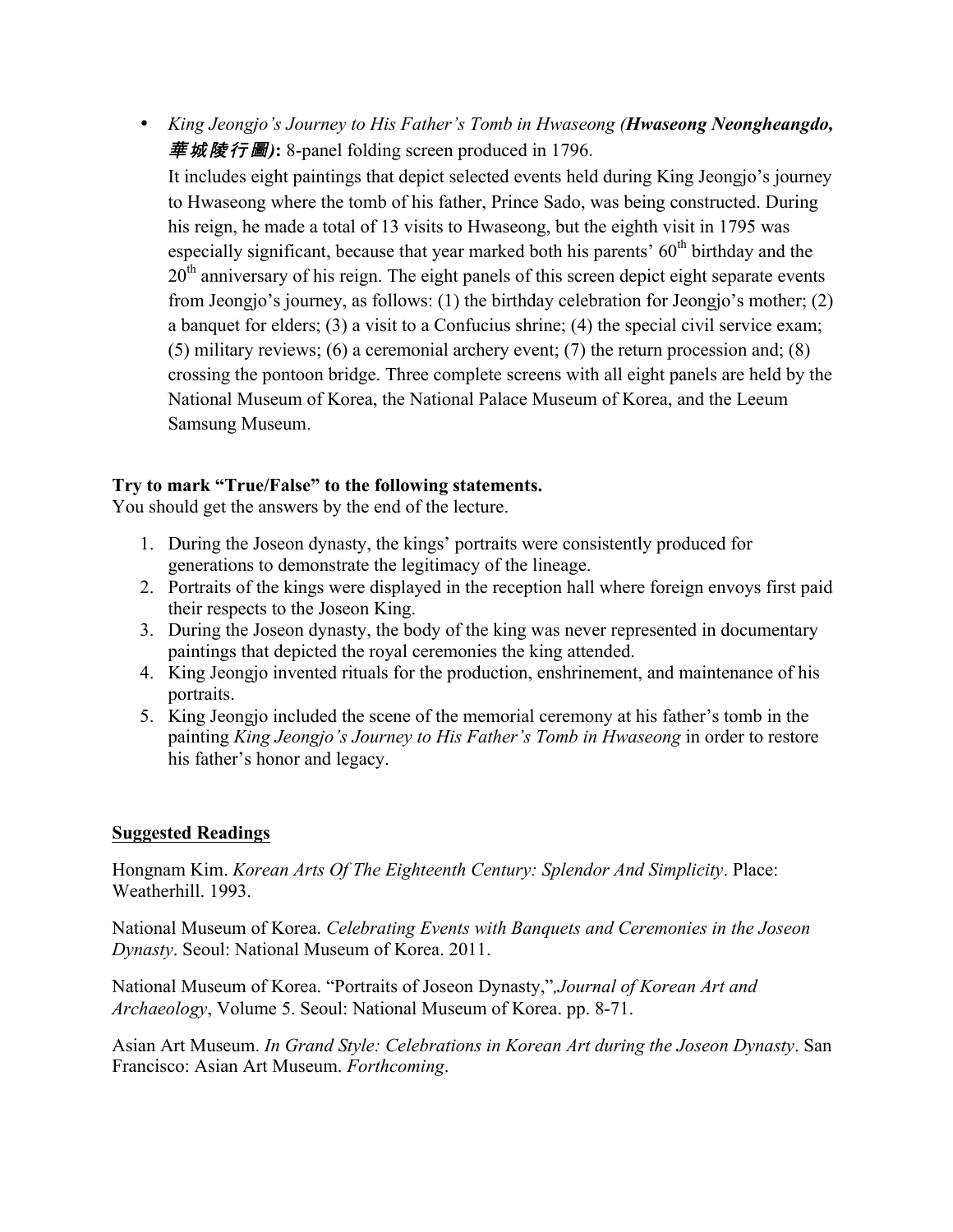- *King Jeongjo's Journey to His Father's Tomb in Hwaseong (**Hwaseong Neongheangdo,** **華城陵行圖**)***:** 8-panel folding screen produced in 1796.
  It includes eight paintings that depict selected events held during King Jeongjo's journey to Hwaseong where the tomb of his father, Prince Sado, was being constructed. During his reign, he made a total of 13 visits to Hwaseong, but the eighth visit in 1795 was especially significant, because that year marked both his parents' 60th birthday and the 20th anniversary of his reign. The eight panels of this screen depict eight separate events from Jeongjo's journey, as follows: (1) the birthday celebration for Jeongjo's mother; (2) a banquet for elders; (3) a visit to a Confucius shrine; (4) the special civil service exam; (5) military reviews; (6) a ceremonial archery event; (7) the return procession and; (8) crossing the pontoon bridge. Three complete screens with all eight panels are held by the National Museum of Korea, the National Palace Museum of Korea, and the Leeum Samsung Museum.

**Try to mark "True/False" to the following statements.**
You should get the answers by the end of the lecture.

1. During the Joseon dynasty, the kings' portraits were consistently produced for generations to demonstrate the legitimacy of the lineage.
2. Portraits of the kings were displayed in the reception hall where foreign envoys first paid their respects to the Joseon King.
3. During the Joseon dynasty, the body of the king was never represented in documentary paintings that depicted the royal ceremonies the king attended.
4. King Jeongjo invented rituals for the production, enshrinement, and maintenance of his portraits.
5. King Jeongjo included the scene of the memorial ceremony at his father's tomb in the painting *King Jeongjo's Journey to His Father's Tomb in Hwaseong* in order to restore his father's honor and legacy.

## Suggested Readings

Hongnam Kim. *Korean Arts Of The Eighteenth Century: Splendor And Simplicity*. Place: Weatherhill. 1993.

National Museum of Korea. *Celebrating Events with Banquets and Ceremonies in the Joseon Dynasty*. Seoul: National Museum of Korea. 2011.

National Museum of Korea. "Portraits of Joseon Dynasty,",*Journal of Korean Art and Archaeology*, Volume 5. Seoul: National Museum of Korea. pp. 8-71.

Asian Art Museum. *In Grand Style: Celebrations in Korean Art during the Joseon Dynasty*. San Francisco: Asian Art Museum. *Forthcoming*.